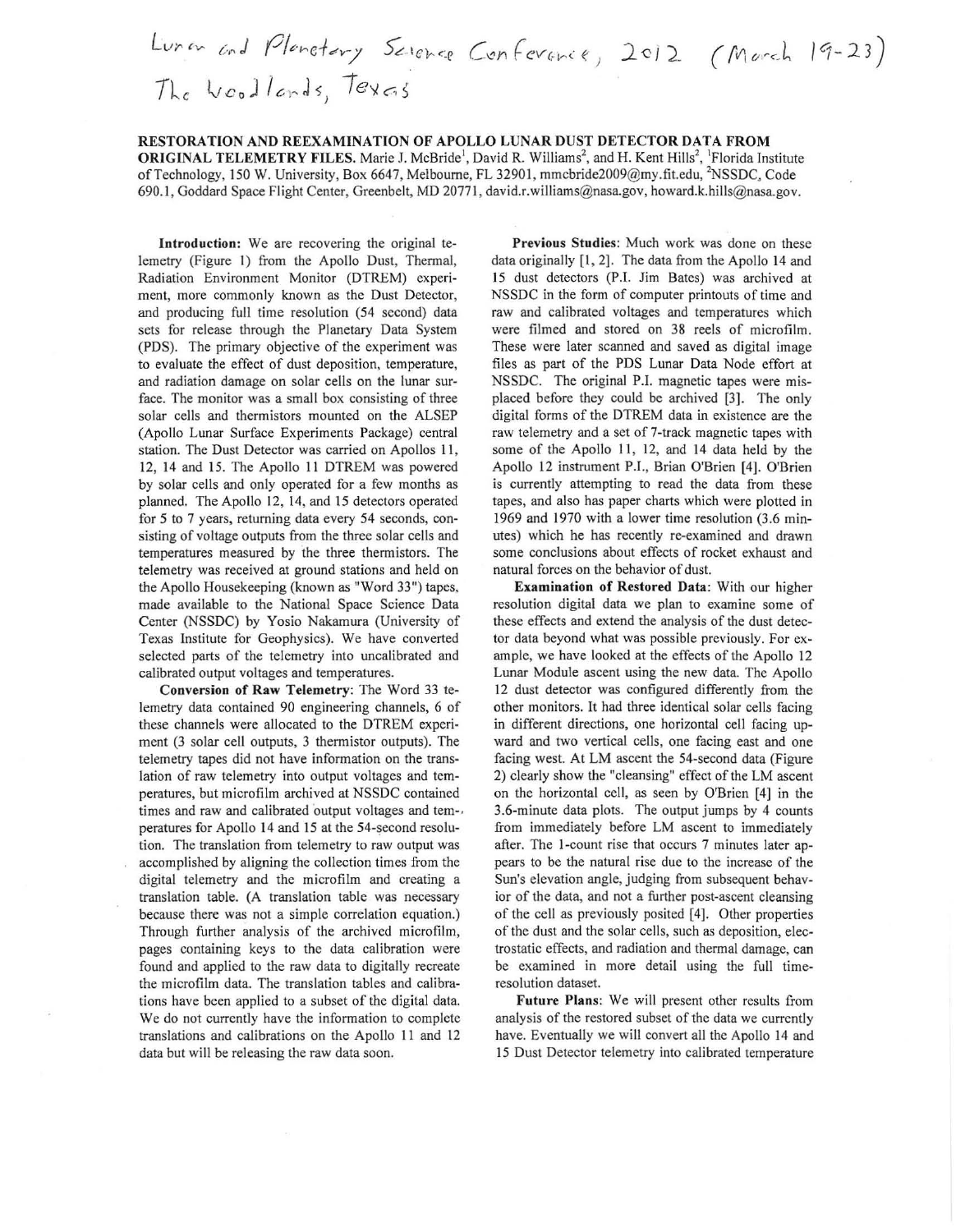Lunar and Planetary Science Conference, 2012 (March 19-23)
The Woodlands, Texas

**RESTORATION AND REEXAMINATION OF APOLLO LUNAR DUST DETECTOR DATA FROM ORIGINAL TELEMETRY FILES.** Marie J. McBride[1], David R. Williams[2], and H. Kent Hills[2], [1]Florida Institute of Technology, 150 W. University, Box 6647, Melbourne, FL 32901, mmcbride2009@my.fit.edu, [2]NSSDC, Code 690.1, Goddard Space Flight Center, Greenbelt, MD 20771, david.r.williams@nasa.gov, howard.k.hills@nasa.gov.

**Introduction:** We are recovering the original telemetry (Figure 1) from the Apollo Dust, Thermal, Radiation Environment Monitor (DTREM) experiment, more commonly known as the Dust Detector, and producing full time resolution (54 second) data sets for release through the Planetary Data System (PDS). The primary objective of the experiment was to evaluate the effect of dust deposition, temperature, and radiation damage on solar cells on the lunar surface. The monitor was a small box consisting of three solar cells and thermistors mounted on the ALSEP (Apollo Lunar Surface Experiments Package) central station. The Dust Detector was carried on Apollos 11, 12, 14 and 15. The Apollo 11 DTREM was powered by solar cells and only operated for a few months as planned. The Apollo 12, 14, and 15 detectors operated for 5 to 7 years, returning data every 54 seconds, consisting of voltage outputs from the three solar cells and temperatures measured by the three thermistors. The telemetry was received at ground stations and held on the Apollo Housekeeping (known as "Word 33") tapes, made available to the National Space Science Data Center (NSSDC) by Yosio Nakamura (University of Texas Institute for Geophysics). We have converted selected parts of the telemetry into uncalibrated and calibrated output voltages and temperatures.

**Conversion of Raw Telemetry:** The Word 33 telemetry data contained 90 engineering channels, 6 of these channels were allocated to the DTREM experiment (3 solar cell outputs, 3 thermistor outputs). The telemetry tapes did not have information on the translation of raw telemetry into output voltages and temperatures, but microfilm archived at NSSDC contained times and raw and calibrated output voltages and temperatures for Apollo 14 and 15 at the 54-second resolution. The translation from telemetry to raw output was accomplished by aligning the collection times from the digital telemetry and the microfilm and creating a translation table. (A translation table was necessary because there was not a simple correlation equation.) Through further analysis of the archived microfilm, pages containing keys to the data calibration were found and applied to the raw data to digitally recreate the microfilm data. The translation tables and calibrations have been applied to a subset of the digital data. We do not currently have the information to complete translations and calibrations on the Apollo 11 and 12 data but will be releasing the raw data soon.

**Previous Studies:** Much work was done on these data originally [1, 2]. The data from the Apollo 14 and 15 dust detectors (P.I. Jim Bates) was archived at NSSDC in the form of computer printouts of time and raw and calibrated voltages and temperatures which were filmed and stored on 38 reels of microfilm. These were later scanned and saved as digital image files as part of the PDS Lunar Data Node effort at NSSDC. The original P.I. magnetic tapes were misplaced before they could be archived [3]. The only digital forms of the DTREM data in existence are the raw telemetry and a set of 7-track magnetic tapes with some of the Apollo 11, 12, and 14 data held by the Apollo 12 instrument P.I., Brian O'Brien [4]. O'Brien is currently attempting to read the data from these tapes, and also has paper charts which were plotted in 1969 and 1970 with a lower time resolution (3.6 minutes) which he has recently re-examined and drawn some conclusions about effects of rocket exhaust and natural forces on the behavior of dust.

**Examination of Restored Data:** With our higher resolution digital data we plan to examine some of these effects and extend the analysis of the dust detector data beyond what was possible previously. For example, we have looked at the effects of the Apollo 12 Lunar Module ascent using the new data. The Apollo 12 dust detector was configured differently from the other monitors. It had three identical solar cells facing in different directions, one horizontal cell facing upward and two vertical cells, one facing east and one facing west. At LM ascent the 54-second data (Figure 2) clearly show the "cleansing" effect of the LM ascent on the horizontal cell, as seen by O'Brien [4] in the 3.6-minute data plots. The output jumps by 4 counts from immediately before LM ascent to immediately after. The 1-count rise that occurs 7 minutes later appears to be the natural rise due to the increase of the Sun's elevation angle, judging from subsequent behavior of the data, and not a further post-ascent cleansing of the cell as previously posited [4]. Other properties of the dust and the solar cells, such as deposition, electrostatic effects, and radiation and thermal damage, can be examined in more detail using the full time-resolution dataset.

**Future Plans:** We will present other results from analysis of the restored subset of the data we currently have. Eventually we will convert all the Apollo 14 and 15 Dust Detector telemetry into calibrated temperature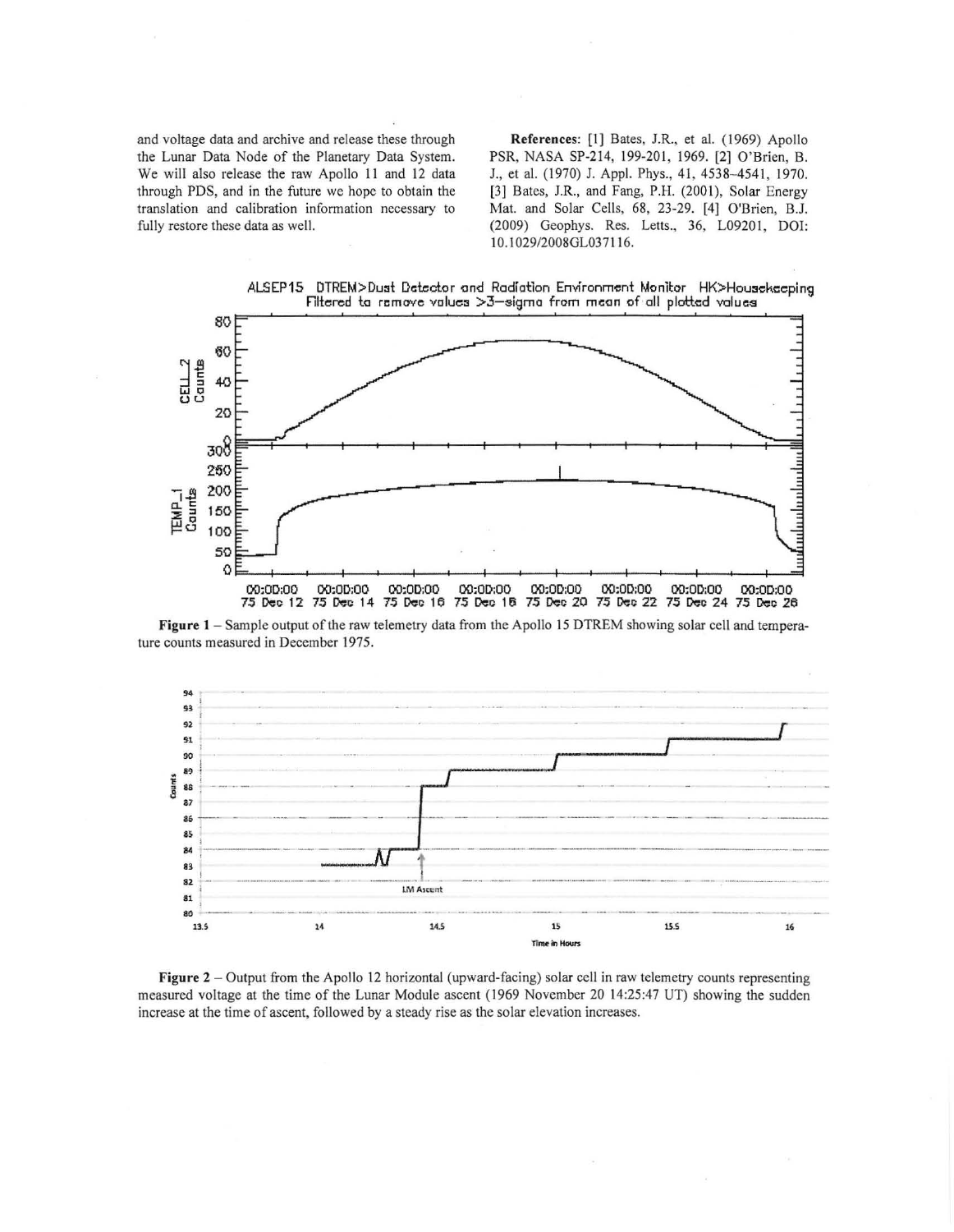and voltage data and archive and release these through the Lunar Data Node of the Planetary Data System. We will also release the raw Apollo 11 and 12 data through PDS, and in the future we hope to obtain the translation and calibration information necessary to fully restore these data as well.

**References**: [1] Bates, J.R., et al. (1969) Apollo PSR, NASA SP-214, 199-201, 1969. [2] O'Brien, B. J., et al. (1970) J. Appl. Phys., 41, 4538–4541, 1970. [3] Bates, J.R., and Fang, P.H. (2001), Solar Energy Mat. and Solar Cells, 68, 23-29. [4] O'Brien, B.J. (2009) Geophys. Res. Letts., 36, L09201, DOI: 10.1029/2008GL037116.

ALSEP15 DTREM>Dust Detector and Radiation Environment Monitor HK>Housekeeping
Filtered to remove values >3–sigma from mean of all plotted values

CELL_2 Counts

80
60
40
20
0

TEMP_1 Counts

300
250
200
150
100
50
0

00:00:00 00:00:00 00:00:00 00:00:00 00:00:00 00:00:00 00:00:00 00:00:00
75 Dec 12 75 Dec 14 75 Dec 16 75 Dec 18 75 Dec 20 75 Dec 22 75 Dec 24 75 Dec 26

**Figure 1** – Sample output of the raw telemetry data from the Apollo 15 DTREM showing solar cell and temperature counts measured in December 1975.

Counts

94
93
92
91
90
89
88
87
86
85
84
83
82
81
80

LM Ascent

13.5 14 14.5 15 15.5 16

Time in Hours

**Figure 2** – Output from the Apollo 12 horizontal (upward-facing) solar cell in raw telemetry counts representing measured voltage at the time of the Lunar Module ascent (1969 November 20 14:25:47 UT) showing the sudden increase at the time of ascent, followed by a steady rise as the solar elevation increases.